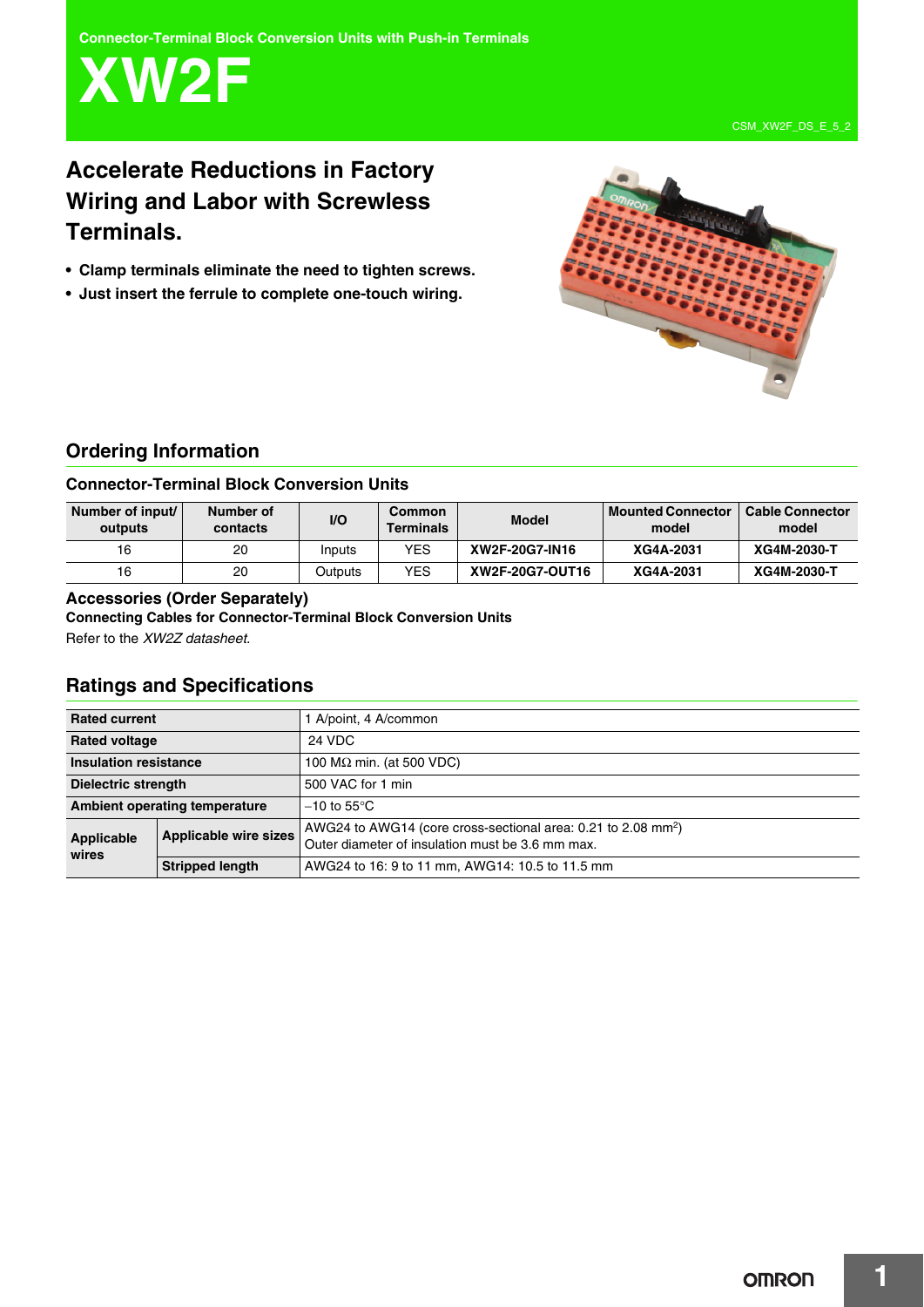Connector-Terminal Block Conversion Units with Push-in Terminals

# XW2F

CSM_XW2F_DS_E_5_2

## Accelerate Reductions in Factory Wiring and Labor with Screwless Terminals.

- **Clamp terminals eliminate the need to tighten screws.**
- **Just insert the ferrule to complete one-touch wiring.**

## Ordering Information

### Connector-Terminal Block Conversion Units

| Number of input/ outputs | Number of contacts | I/O | Common Terminals | Model | Mounted Connector model | Cable Connector model |
|---|---|---|---|---|---|---|
| 16 | 20 | Inputs | YES | **XW2F-20G7-IN16** | **XG4A-2031** | **XG4M-2030-T** |
| 16 | 20 | Outputs | YES | **XW2F-20G7-OUT16** | **XG4A-2031** | **XG4M-2030-T** |

### Accessories (Order Separately)

**Connecting Cables for Connector-Terminal Block Conversion Units**

Refer to the *XW2Z datasheet*.

## Ratings and Specifications

| | | |
|---|---|---|
| **Rated current** | | 1 A/point, 4 A/common |
| **Rated voltage** | | 24 VDC |
| **Insulation resistance** | | 100 MΩ min. (at 500 VDC) |
| **Dielectric strength** | | 500 VAC for 1 min |
| **Ambient operating temperature** | | −10 to 55°C |
| **Applicable wires** | **Applicable wire sizes** | AWG24 to AWG14 (core cross-sectional area: 0.21 to 2.08 mm$^2$) Outer diameter of insulation must be 3.6 mm max. |
| | **Stripped length** | AWG24 to 16: 9 to 11 mm, AWG14: 10.5 to 11.5 mm |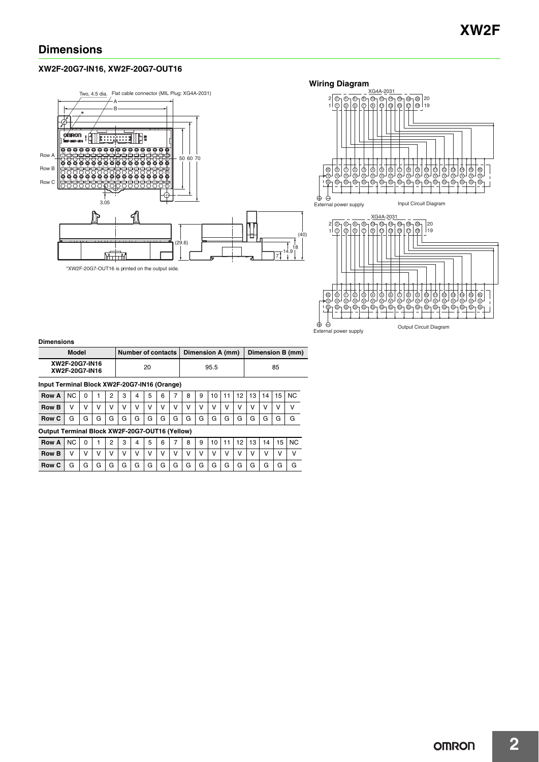## Dimensions

### XW2F-20G7-IN16, XW2F-20G7-OUT16

Two, 4.5 dia. Flat cable connector (MIL Plug: XG4A-2031)

A

B

Row A

Row B

Row C

3.05

50 60 70

(29.6)

(40)

18

14.9

7

*XW2F-20G7-OUT16 is printed on the output side.

**Wiring Diagram**

XG4A-2031

External power supply

Input Circuit Diagram

XG4A-2031

External power supply

Output Circuit Diagram

**Dimensions**

| Model | Number of contacts | Dimension A (mm) | Dimension B (mm) |
|---|---|---|---|
| XW2F-20G7-IN16 XW2F-20G7-IN16 | 20 | 95.5 | 85 |

**Input Terminal Block XW2F-20G7-IN16 (Orange)**

| | | | | | | | | | | | | | | | | | | |
|---|---|---|---|---|---|---|---|---|---|---|---|---|---|---|---|---|---|---|
| **Row A** | NC | 0 | 1 | 2 | 3 | 4 | 5 | 6 | 7 | 8 | 9 | 10 | 11 | 12 | 13 | 14 | 15 | NC |
| **Row B** | V | V | V | V | V | V | V | V | V | V | V | V | V | V | V | V | V | V |
| **Row C** | G | G | G | G | G | G | G | G | G | G | G | G | G | G | G | G | G | G |

**Output Terminal Block XW2F-20G7-OUT16 (Yellow)**

| | | | | | | | | | | | | | | | | | | |
|---|---|---|---|---|---|---|---|---|---|---|---|---|---|---|---|---|---|---|
| **Row A** | NC | 0 | 1 | 2 | 3 | 4 | 5 | 6 | 7 | 8 | 9 | 10 | 11 | 12 | 13 | 14 | 15 | NC |
| **Row B** | V | V | V | V | V | V | V | V | V | V | V | V | V | V | V | V | V | V |
| **Row C** | G | G | G | G | G | G | G | G | G | G | G | G | G | G | G | G | G | G |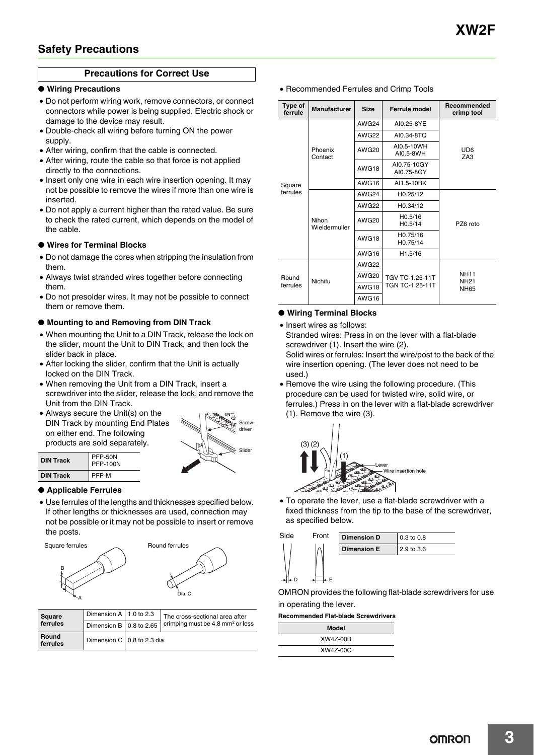## Safety Precautions

### Precautions for Correct Use

#### ● Wiring Precautions

- Do not perform wiring work, remove connectors, or connect connectors while power is being supplied. Electric shock or damage to the device may result.
- Double-check all wiring before turning ON the power supply.
- After wiring, confirm that the cable is connected.
- After wiring, route the cable so that force is not applied directly to the connections.
- Insert only one wire in each wire insertion opening. It may not be possible to remove the wires if more than one wire is inserted.
- Do not apply a current higher than the rated value. Be sure to check the rated current, which depends on the model of the cable.

#### ● Wires for Terminal Blocks

- Do not damage the cores when stripping the insulation from them.
- Always twist stranded wires together before connecting them.
- Do not presolder wires. It may not be possible to connect them or remove them.

#### ● Mounting to and Removing from DIN Track

- When mounting the Unit to a DIN Track, release the lock on the slider, mount the Unit to DIN Track, and then lock the slider back in place.
- After locking the slider, confirm that the Unit is actually locked on the DIN Track.
- When removing the Unit from a DIN Track, insert a screwdriver into the slider, release the lock, and remove the Unit from the DIN Track.
- Always secure the Unit(s) on the DIN Track by mounting End Plates on either end. The following products are sold separately.

Screw-driver

Slider

| | |
|---|---|
| DIN Track | PFP-50N<br>PFP-100N |
| DIN Track | PFP-M |

#### ● Applicable Ferrules

- Use ferrules of the lengths and thicknesses specified below. If other lengths or thicknesses are used, connection may not be possible or it may not be possible to insert or remove the posts.

Square ferrules

B

A

Round ferrules

Dia. C

| | | | |
|---|---|---|---|
| Square ferrules | Dimension A | 1.0 to 2.3 | The cross-sectional area after crimping must be 4.8 mm² or less |
| | Dimension B | 0.8 to 2.65 | |
| Round ferrules | Dimension C | 0.8 to 2.3 dia. | |

- Recommended Ferrules and Crimp Tools

| Type of ferrule | Manufacturer | Size | Ferrule model | Recommended crimp tool |
|---|---|---|---|---|
| Square ferrules | Phoenix Contact | AWG24 | AI0.25-8YE | UD6<br>ZA3 |
| | | AWG22 | AI0.34-8TQ | |
| | | AWG20 | AI0.5-10WH<br>AI0.5-8WH | |
| | | AWG18 | AI0.75-10GY<br>AI0.75-8GY | |
| | | AWG16 | AI1.5-10BK | |
| | Nihon Wieldermuller | AWG24 | H0.25/12 | PZ6 roto |
| | | AWG22 | H0.34/12 | |
| | | AWG20 | H0.5/16<br>H0.5/14 | |
| | | AWG18 | H0.75/16<br>H0.75/14 | |
| | | AWG16 | H1.5/16 | |
| Round ferrules | Nichifu | AWG22 | TGV TC-1.25-11T<br>TGN TC-1.25-11T | NH11<br>NH21<br>NH65 |
| | | AWG20 | | |
| | | AWG18 | | |
| | | AWG16 | | |

#### ● Wiring Terminal Blocks

- Insert wires as follows:
  Stranded wires: Press in on the lever with a flat-blade screwdriver (1). Insert the wire (2).
  Solid wires or ferrules: Insert the wire/post to the back of the wire insertion opening. (The lever does not need to be used.)
- Remove the wire using the following procedure. (This procedure can be used for twisted wire, solid wire, or ferrules.) Press in on the lever with a flat-blade screwdriver (1). Remove the wire (3).

(3) (2)

(1)

Lever

Wire insertion hole

- To operate the lever, use a flat-blade screwdriver with a fixed thickness from the tip to the base of the screwdriver, as specified below.

Side

Front

D

E

| | |
|---|---|
| Dimension D | 0.3 to 0.8 |
| Dimension E | 2.9 to 3.6 |

OMRON provides the following flat-blade screwdrivers for use in operating the lever.

**Recommended Flat-blade Screwdrivers**

| Model |
|---|
| XW4Z-00B |
| XW4Z-00C |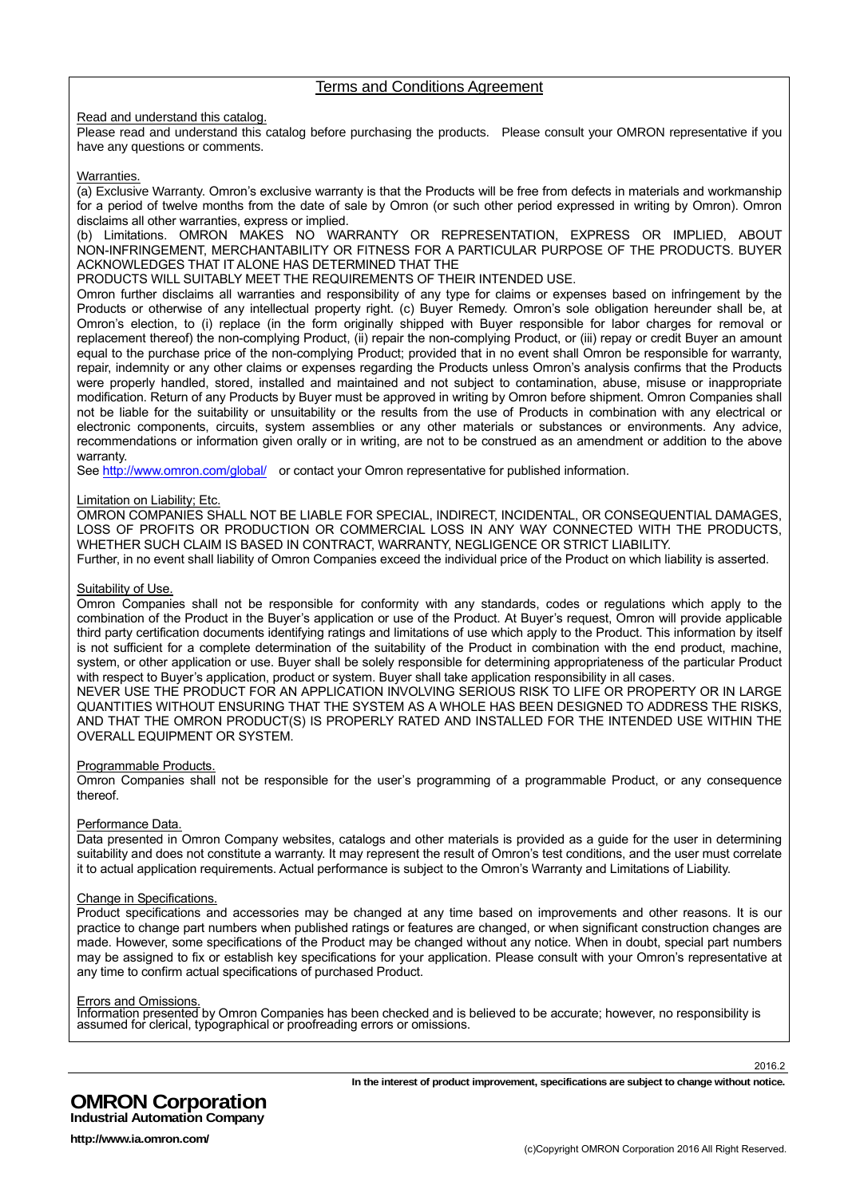# Terms and Conditions Agreement

Read and understand this catalog.

Please read and understand this catalog before purchasing the products. Please consult your OMRON representative if you have any questions or comments.

Warranties.

(a) Exclusive Warranty. Omron's exclusive warranty is that the Products will be free from defects in materials and workmanship for a period of twelve months from the date of sale by Omron (or such other period expressed in writing by Omron). Omron disclaims all other warranties, express or implied.

(b) Limitations. OMRON MAKES NO WARRANTY OR REPRESENTATION, EXPRESS OR IMPLIED, ABOUT NON-INFRINGEMENT, MERCHANTABILITY OR FITNESS FOR A PARTICULAR PURPOSE OF THE PRODUCTS. BUYER ACKNOWLEDGES THAT IT ALONE HAS DETERMINED THAT THE PRODUCTS WILL SUITABLY MEET THE REQUIREMENTS OF THEIR INTENDED USE.

Omron further disclaims all warranties and responsibility of any type for claims or expenses based on infringement by the Products or otherwise of any intellectual property right. (c) Buyer Remedy. Omron's sole obligation hereunder shall be, at Omron's election, to (i) replace (in the form originally shipped with Buyer responsible for labor charges for removal or replacement thereof) the non-complying Product, (ii) repair the non-complying Product, or (iii) repay or credit Buyer an amount equal to the purchase price of the non-complying Product; provided that in no event shall Omron be responsible for warranty, repair, indemnity or any other claims or expenses regarding the Products unless Omron's analysis confirms that the Products were properly handled, stored, installed and maintained and not subject to contamination, abuse, misuse or inappropriate modification. Return of any Products by Buyer must be approved in writing by Omron before shipment. Omron Companies shall not be liable for the suitability or unsuitability or the results from the use of Products in combination with any electrical or electronic components, circuits, system assemblies or any other materials or substances or environments. Any advice, recommendations or information given orally or in writing, are not to be construed as an amendment or addition to the above warranty.

See http://www.omron.com/global/ or contact your Omron representative for published information.

Limitation on Liability; Etc.

OMRON COMPANIES SHALL NOT BE LIABLE FOR SPECIAL, INDIRECT, INCIDENTAL, OR CONSEQUENTIAL DAMAGES, LOSS OF PROFITS OR PRODUCTION OR COMMERCIAL LOSS IN ANY WAY CONNECTED WITH THE PRODUCTS, WHETHER SUCH CLAIM IS BASED IN CONTRACT, WARRANTY, NEGLIGENCE OR STRICT LIABILITY.

Further, in no event shall liability of Omron Companies exceed the individual price of the Product on which liability is asserted.

Suitability of Use.

Omron Companies shall not be responsible for conformity with any standards, codes or regulations which apply to the combination of the Product in the Buyer's application or use of the Product. At Buyer's request, Omron will provide applicable third party certification documents identifying ratings and limitations of use which apply to the Product. This information by itself is not sufficient for a complete determination of the suitability of the Product in combination with the end product, machine, system, or other application or use. Buyer shall be solely responsible for determining appropriateness of the particular Product with respect to Buyer's application, product or system. Buyer shall take application responsibility in all cases.

NEVER USE THE PRODUCT FOR AN APPLICATION INVOLVING SERIOUS RISK TO LIFE OR PROPERTY OR IN LARGE QUANTITIES WITHOUT ENSURING THAT THE SYSTEM AS A WHOLE HAS BEEN DESIGNED TO ADDRESS THE RISKS, AND THAT THE OMRON PRODUCT(S) IS PROPERLY RATED AND INSTALLED FOR THE INTENDED USE WITHIN THE OVERALL EQUIPMENT OR SYSTEM.

Programmable Products.

Omron Companies shall not be responsible for the user's programming of a programmable Product, or any consequence thereof.

Performance Data.

Data presented in Omron Company websites, catalogs and other materials is provided as a guide for the user in determining suitability and does not constitute a warranty. It may represent the result of Omron's test conditions, and the user must correlate it to actual application requirements. Actual performance is subject to the Omron's Warranty and Limitations of Liability.

Change in Specifications.

Product specifications and accessories may be changed at any time based on improvements and other reasons. It is our practice to change part numbers when published ratings or features are changed, or when significant construction changes are made. However, some specifications of the Product may be changed without any notice. When in doubt, special part numbers may be assigned to fix or establish key specifications for your application. Please consult with your Omron's representative at any time to confirm actual specifications of purchased Product.

Errors and Omissions.

Information presented by Omron Companies has been checked and is believed to be accurate; however, no responsibility is assumed for clerical, typographical or proofreading errors or omissions.

2016.2

**In the interest of product improvement, specifications are subject to change without notice.**

**OMRON Corporation**
**Industrial Automation Company**

**http://www.ia.omron.com/**

(c)Copyright OMRON Corporation 2016 All Right Reserved.